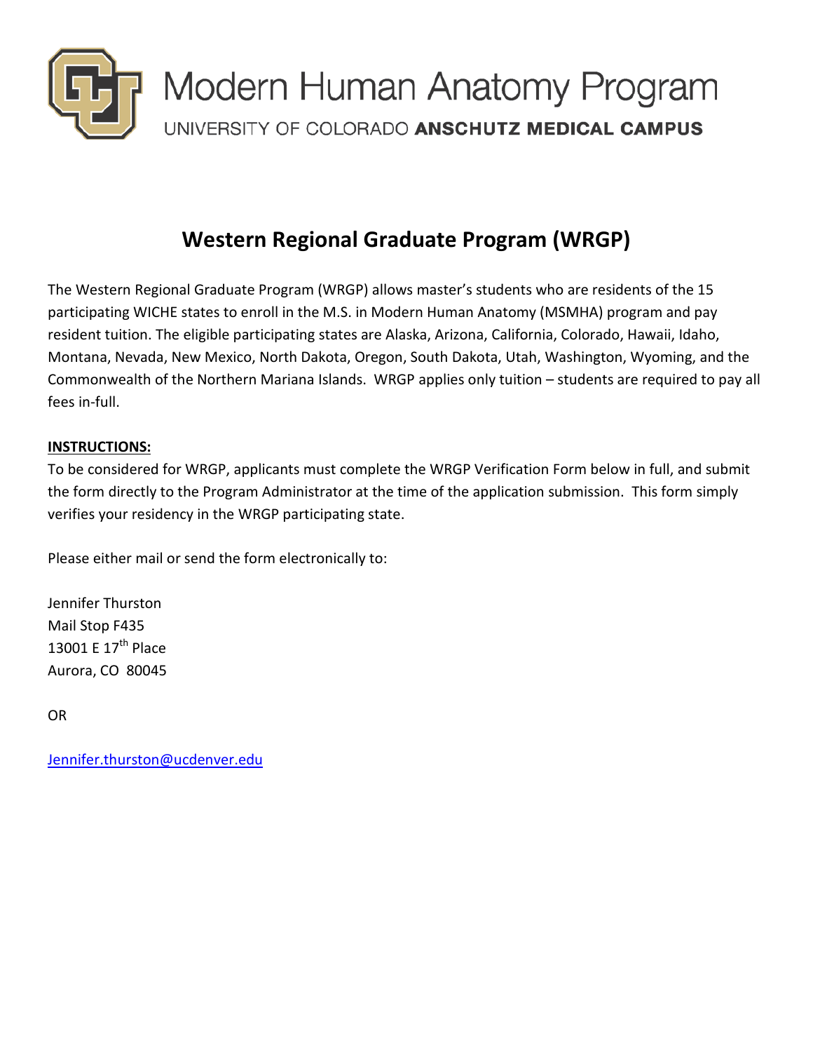# Modern Human Anatomy Program

UNIVERSITY OF COLORADO **ANSCHUTZ MEDICAL CAMPUS**

## Western Regional Graduate Program (WRGP)

The Western Regional Graduate Program (WRGP) allows master's students who are residents of the 15 participating WICHE states to enroll in the M.S. in Modern Human Anatomy (MSMHA) program and pay resident tuition. The eligible participating states are Alaska, Arizona, California, Colorado, Hawaii, Idaho, Montana, Nevada, New Mexico, North Dakota, Oregon, South Dakota, Utah, Washington, Wyoming, and the Commonwealth of the Northern Mariana Islands. WRGP applies only tuition – students are required to pay all fees in-full.

**INSTRUCTIONS:**

To be considered for WRGP, applicants must complete the WRGP Verification Form below in full, and submit the form directly to the Program Administrator at the time of the application submission. This form simply verifies your residency in the WRGP participating state.

Please either mail or send the form electronically to:

Jennifer Thurston
Mail Stop F435
13001 E 17th Place
Aurora, CO 80045

OR

Jennifer.thurston@ucdenver.edu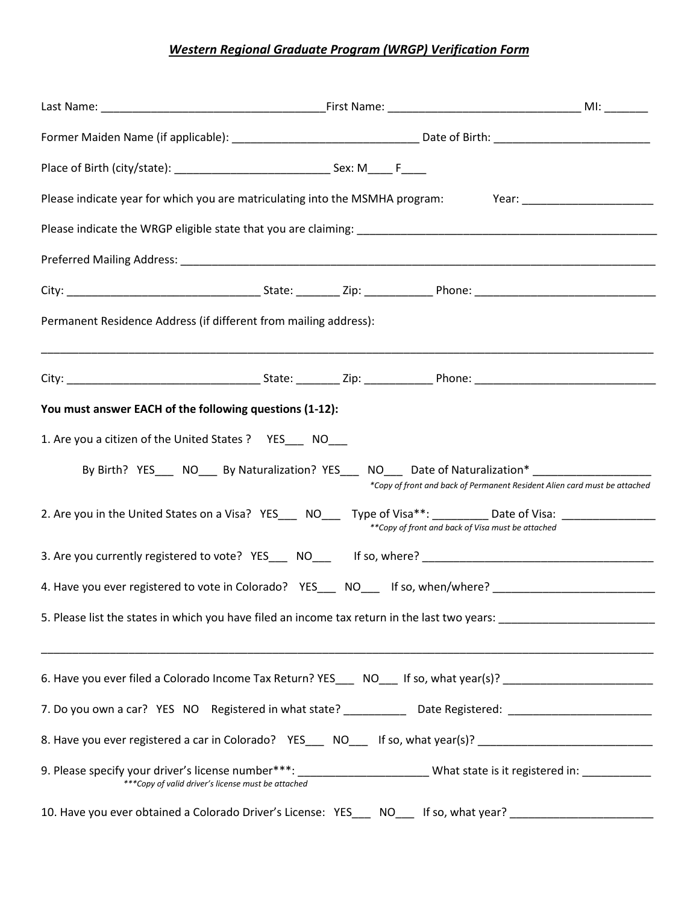# *Western Regional Graduate Program (WRGP) Verification Form*

Last Name: ____________________________________First Name: ______________________________ MI: _______

Former Maiden Name (if applicable): ______________________________ Date of Birth: _________________________

Place of Birth (city/state): _________________________ Sex: M____ F____

Please indicate year for which you are matriculating into the MSMHA program: Year: _____________________

Please indicate the WRGP eligible state that you are claiming: __________________________________________________

Preferred Mailing Address: ______________________________________________________________________________

City: _______________________________ State: _______ Zip: ___________ Phone: _____________________________

Permanent Residence Address (if different from mailing address):

_____________________________________________________________________________________________________

City: _______________________________ State: _______ Zip: ___________ Phone: _____________________________

**You must answer EACH of the following questions (1-12):**

1. Are you a citizen of the United States ? YES___ NO___

   By Birth? YES___ NO___ By Naturalization? YES___ NO___ Date of Naturalization* ___________________

   *\*Copy of front and back of Permanent Resident Alien card must be attached*

2. Are you in the United States on a Visa? YES___ NO___ Type of Visa**: _________ Date of Visa: _______________

   *\*\*Copy of front and back of Visa must be attached*

3. Are you currently registered to vote? YES___ NO___ If so, where? _____________________________________

4. Have you ever registered to vote in Colorado? YES___ NO___ If so, when/where? __________________________

5. Please list the states in which you have filed an income tax return in the last two years: _________________________

_____________________________________________________________________________________________________

6. Have you ever filed a Colorado Income Tax Return? YES___ NO___ If so, what year(s)? ________________________

7. Do you own a car? YES NO Registered in what state? __________ Date Registered: _______________________

8. Have you ever registered a car in Colorado? YES___ NO___ If so, what year(s)? _____________________________

9. Please specify your driver's license number***: _____________________ What state is it registered in: ___________

   *\*\*\*Copy of valid driver's license must be attached*

10. Have you ever obtained a Colorado Driver's License: YES___ NO___ If so, what year? _______________________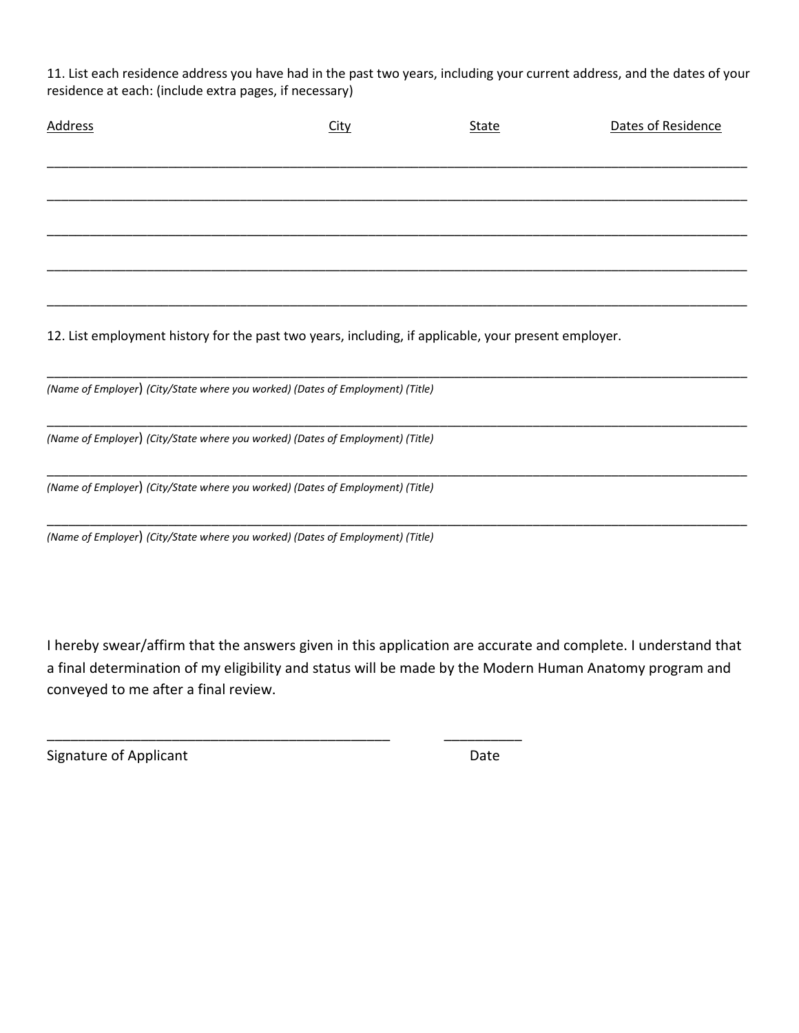11. List each residence address you have had in the past two years, including your current address, and the dates of your residence at each: (include extra pages, if necessary)

| Address | City | State | Dates of Residence |
| --- | --- | --- | --- |
| | | | |
| | | | |
| | | | |
| | | | |
| | | | |

12. List employment history for the past two years, including, if applicable, your present employer.

_______________________________________________________________________________________

*(Name of Employer) (City/State where you worked) (Dates of Employment) (Title)*

_______________________________________________________________________________________

*(Name of Employer) (City/State where you worked) (Dates of Employment) (Title)*

_______________________________________________________________________________________

*(Name of Employer) (City/State where you worked) (Dates of Employment) (Title)*

_______________________________________________________________________________________

*(Name of Employer) (City/State where you worked) (Dates of Employment) (Title)*

I hereby swear/affirm that the answers given in this application are accurate and complete. I understand that a final determination of my eligibility and status will be made by the Modern Human Anatomy program and conveyed to me after a final review.

_____________________________________________ __________

Signature of Applicant Date